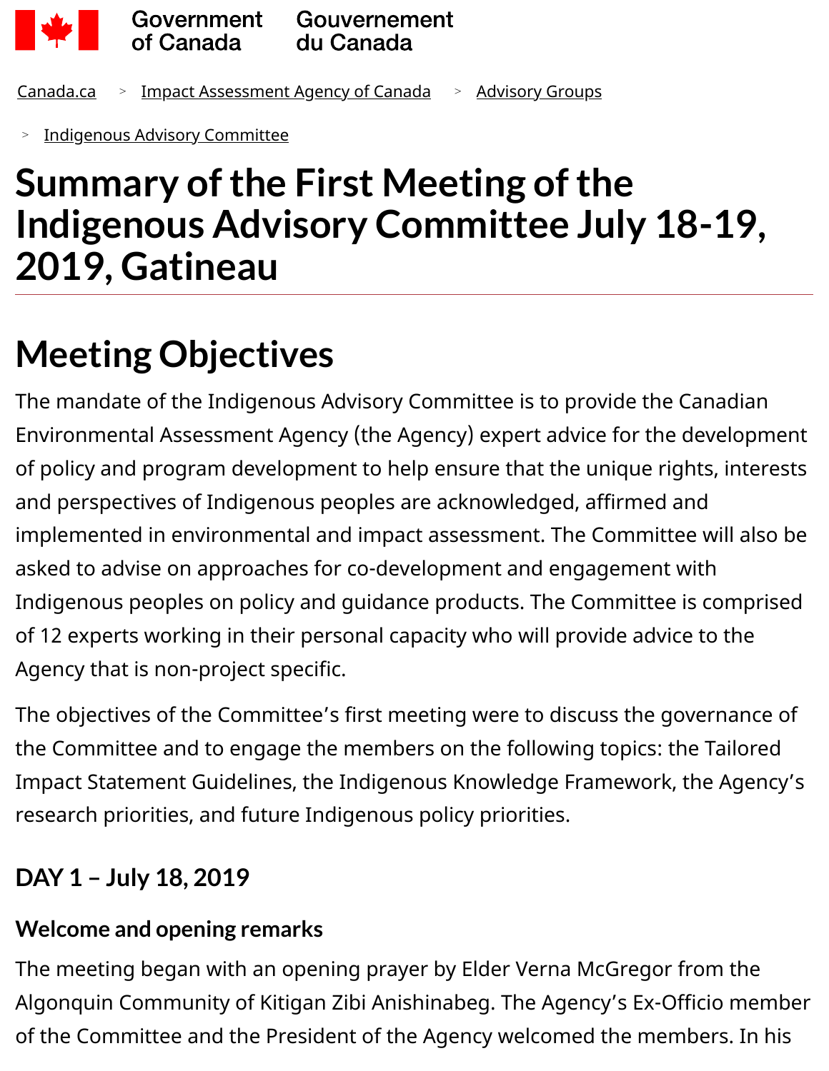Canada.ca > Impact Assessment Agency of Canada > Advisory Groups

> Indigenous Advisory Committee

# Summary of the First Meeting of the Indigenous Advisory Committee July 18-19, 2019, Gatineau

## Meeting Objectives

The mandate of the Indigenous Advisory Committee is to provide the Canadian Environmental Assessment Agency (the Agency) expert advice for the development of policy and program development to help ensure that the unique rights, interests and perspectives of Indigenous peoples are acknowledged, affirmed and implemented in environmental and impact assessment. The Committee will also be asked to advise on approaches for co-development and engagement with Indigenous peoples on policy and guidance products. The Committee is comprised of 12 experts working in their personal capacity who will provide advice to the Agency that is non-project specific.

The objectives of the Committee's first meeting were to discuss the governance of the Committee and to engage the members on the following topics: the Tailored Impact Statement Guidelines, the Indigenous Knowledge Framework, the Agency's research priorities, and future Indigenous policy priorities.

### DAY 1 – July 18, 2019

#### Welcome and opening remarks

The meeting began with an opening prayer by Elder Verna McGregor from the Algonquin Community of Kitigan Zibi Anishinabeg. The Agency's Ex-Officio member of the Committee and the President of the Agency welcomed the members. In his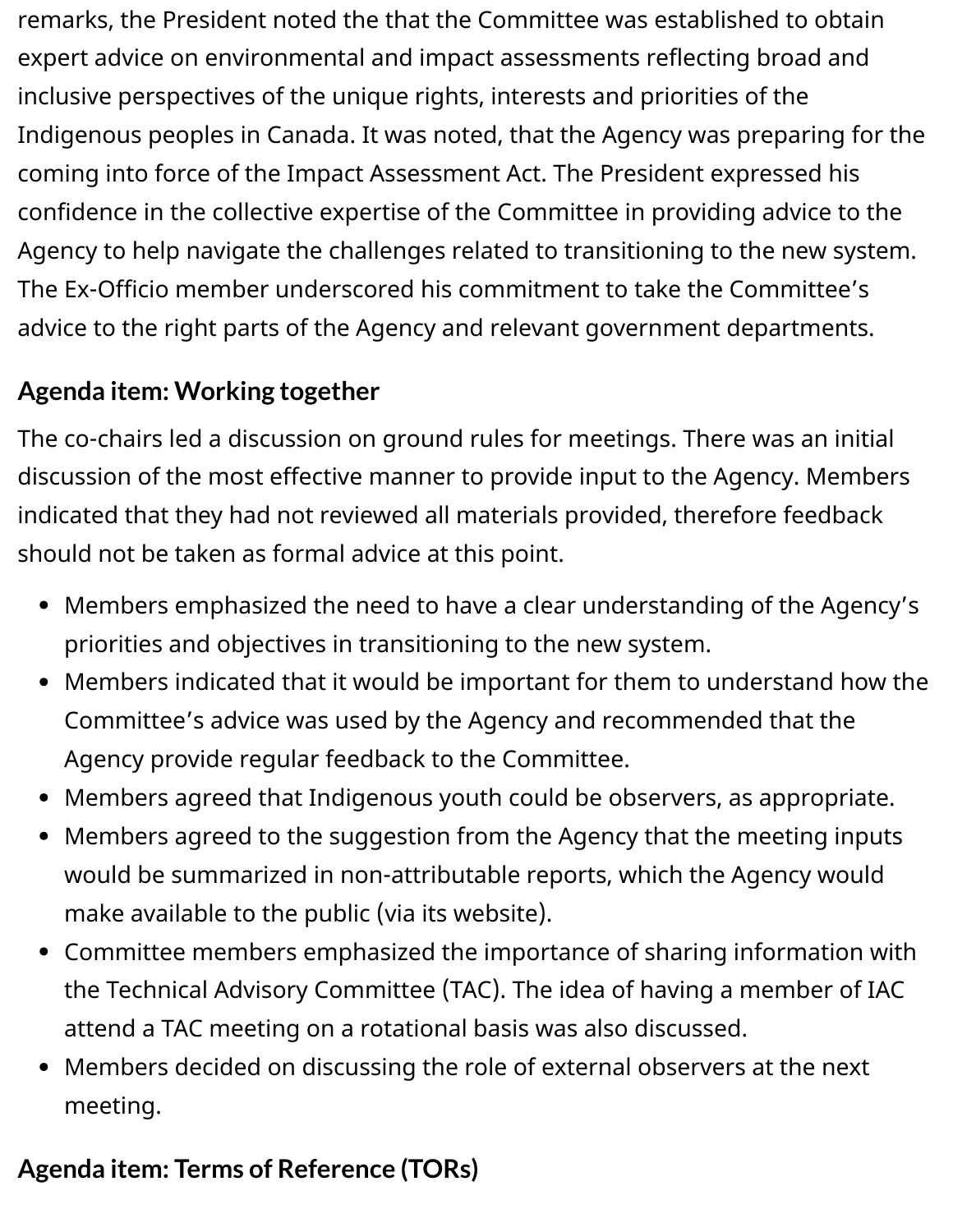remarks, the President noted the that the Committee was established to obtain expert advice on environmental and impact assessments reflecting broad and inclusive perspectives of the unique rights, interests and priorities of the Indigenous peoples in Canada. It was noted, that the Agency was preparing for the coming into force of the Impact Assessment Act. The President expressed his confidence in the collective expertise of the Committee in providing advice to the Agency to help navigate the challenges related to transitioning to the new system. The Ex-Officio member underscored his commitment to take the Committee's advice to the right parts of the Agency and relevant government departments.

## Agenda item: Working together

The co-chairs led a discussion on ground rules for meetings. There was an initial discussion of the most effective manner to provide input to the Agency. Members indicated that they had not reviewed all materials provided, therefore feedback should not be taken as formal advice at this point.

- Members emphasized the need to have a clear understanding of the Agency's priorities and objectives in transitioning to the new system.
- Members indicated that it would be important for them to understand how the Committee's advice was used by the Agency and recommended that the Agency provide regular feedback to the Committee.
- Members agreed that Indigenous youth could be observers, as appropriate.
- Members agreed to the suggestion from the Agency that the meeting inputs would be summarized in non-attributable reports, which the Agency would make available to the public (via its website).
- Committee members emphasized the importance of sharing information with the Technical Advisory Committee (TAC). The idea of having a member of IAC attend a TAC meeting on a rotational basis was also discussed.
- Members decided on discussing the role of external observers at the next meeting.

## Agenda item: Terms of Reference (TORs)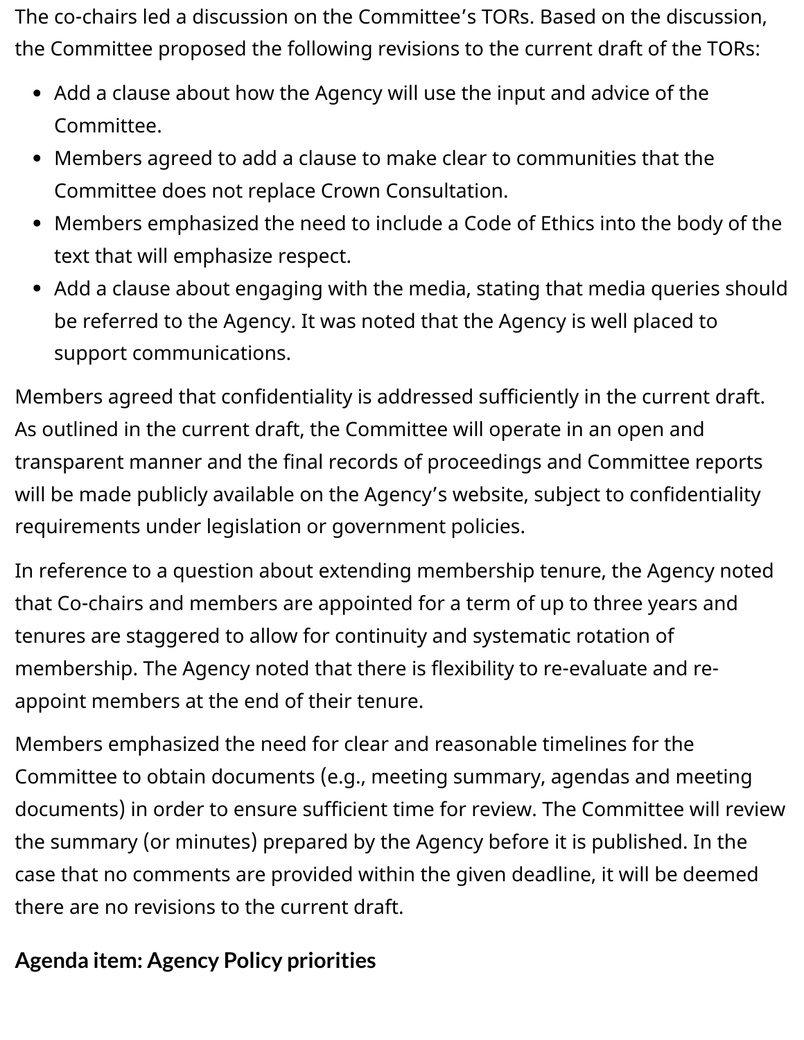The co-chairs led a discussion on the Committee's TORs. Based on the discussion, the Committee proposed the following revisions to the current draft of the TORs:

- Add a clause about how the Agency will use the input and advice of the Committee.
- Members agreed to add a clause to make clear to communities that the Committee does not replace Crown Consultation.
- Members emphasized the need to include a Code of Ethics into the body of the text that will emphasize respect.
- Add a clause about engaging with the media, stating that media queries should be referred to the Agency. It was noted that the Agency is well placed to support communications.

Members agreed that confidentiality is addressed sufficiently in the current draft. As outlined in the current draft, the Committee will operate in an open and transparent manner and the final records of proceedings and Committee reports will be made publicly available on the Agency's website, subject to confidentiality requirements under legislation or government policies.

In reference to a question about extending membership tenure, the Agency noted that Co-chairs and members are appointed for a term of up to three years and tenures are staggered to allow for continuity and systematic rotation of membership. The Agency noted that there is flexibility to re-evaluate and re-appoint members at the end of their tenure.

Members emphasized the need for clear and reasonable timelines for the Committee to obtain documents (e.g., meeting summary, agendas and meeting documents) in order to ensure sufficient time for review. The Committee will review the summary (or minutes) prepared by the Agency before it is published. In the case that no comments are provided within the given deadline, it will be deemed there are no revisions to the current draft.

## Agenda item: Agency Policy priorities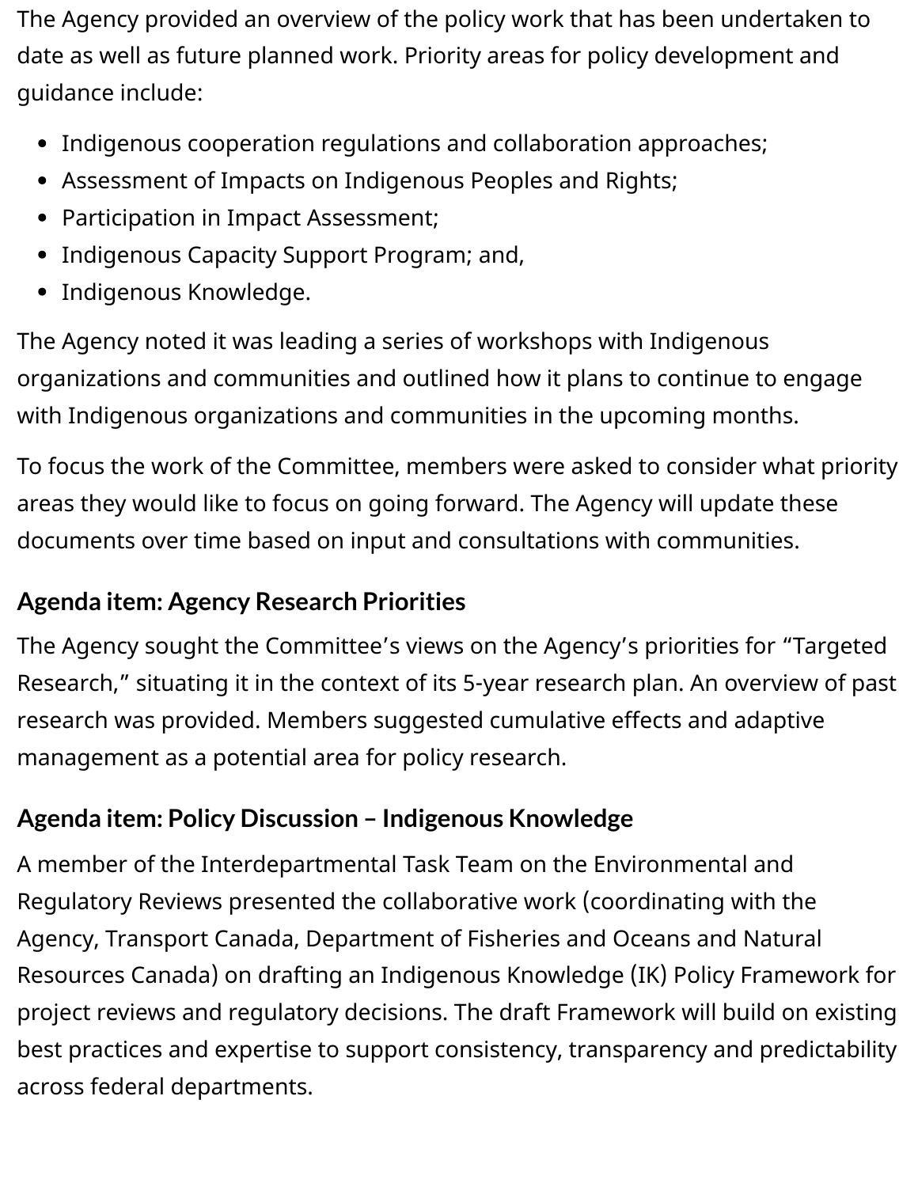The Agency provided an overview of the policy work that has been undertaken to date as well as future planned work. Priority areas for policy development and guidance include:

- Indigenous cooperation regulations and collaboration approaches;
- Assessment of Impacts on Indigenous Peoples and Rights;
- Participation in Impact Assessment;
- Indigenous Capacity Support Program; and,
- Indigenous Knowledge.

The Agency noted it was leading a series of workshops with Indigenous organizations and communities and outlined how it plans to continue to engage with Indigenous organizations and communities in the upcoming months.

To focus the work of the Committee, members were asked to consider what priority areas they would like to focus on going forward. The Agency will update these documents over time based on input and consultations with communities.

## Agenda item: Agency Research Priorities

The Agency sought the Committee's views on the Agency's priorities for "Targeted Research," situating it in the context of its 5-year research plan. An overview of past research was provided. Members suggested cumulative effects and adaptive management as a potential area for policy research.

## Agenda item: Policy Discussion – Indigenous Knowledge

A member of the Interdepartmental Task Team on the Environmental and Regulatory Reviews presented the collaborative work (coordinating with the Agency, Transport Canada, Department of Fisheries and Oceans and Natural Resources Canada) on drafting an Indigenous Knowledge (IK) Policy Framework for project reviews and regulatory decisions. The draft Framework will build on existing best practices and expertise to support consistency, transparency and predictability across federal departments.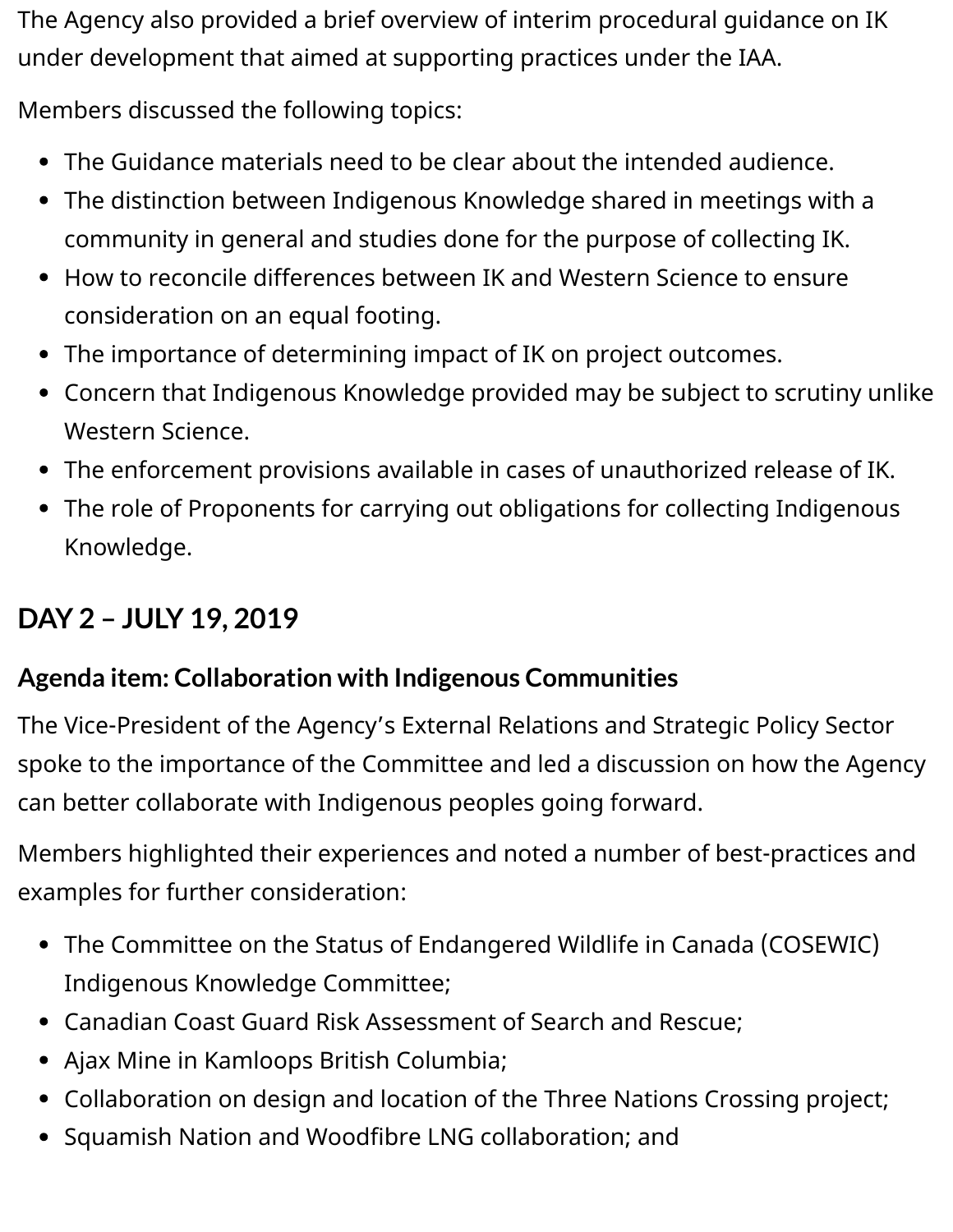The Agency also provided a brief overview of interim procedural guidance on IK under development that aimed at supporting practices under the IAA.

Members discussed the following topics:

- The Guidance materials need to be clear about the intended audience.
- The distinction between Indigenous Knowledge shared in meetings with a community in general and studies done for the purpose of collecting IK.
- How to reconcile differences between IK and Western Science to ensure consideration on an equal footing.
- The importance of determining impact of IK on project outcomes.
- Concern that Indigenous Knowledge provided may be subject to scrutiny unlike Western Science.
- The enforcement provisions available in cases of unauthorized release of IK.
- The role of Proponents for carrying out obligations for collecting Indigenous Knowledge.

## DAY 2 – JULY 19, 2019

### Agenda item: Collaboration with Indigenous Communities

The Vice-President of the Agency's External Relations and Strategic Policy Sector spoke to the importance of the Committee and led a discussion on how the Agency can better collaborate with Indigenous peoples going forward.

Members highlighted their experiences and noted a number of best-practices and examples for further consideration:

- The Committee on the Status of Endangered Wildlife in Canada (COSEWIC) Indigenous Knowledge Committee;
- Canadian Coast Guard Risk Assessment of Search and Rescue;
- Ajax Mine in Kamloops British Columbia;
- Collaboration on design and location of the Three Nations Crossing project;
- Squamish Nation and Woodfibre LNG collaboration; and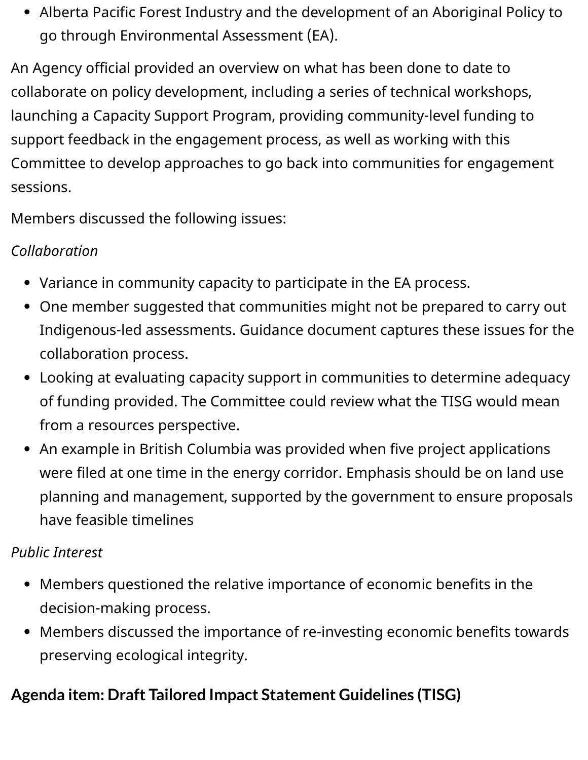- Alberta Pacific Forest Industry and the development of an Aboriginal Policy to go through Environmental Assessment (EA).

An Agency official provided an overview on what has been done to date to collaborate on policy development, including a series of technical workshops, launching a Capacity Support Program, providing community-level funding to support feedback in the engagement process, as well as working with this Committee to develop approaches to go back into communities for engagement sessions.

Members discussed the following issues:

*Collaboration*

- Variance in community capacity to participate in the EA process.
- One member suggested that communities might not be prepared to carry out Indigenous-led assessments. Guidance document captures these issues for the collaboration process.
- Looking at evaluating capacity support in communities to determine adequacy of funding provided. The Committee could review what the TISG would mean from a resources perspective.
- An example in British Columbia was provided when five project applications were filed at one time in the energy corridor. Emphasis should be on land use planning and management, supported by the government to ensure proposals have feasible timelines

*Public Interest*

- Members questioned the relative importance of economic benefits in the decision-making process.
- Members discussed the importance of re-investing economic benefits towards preserving ecological integrity.

## Agenda item: Draft Tailored Impact Statement Guidelines (TISG)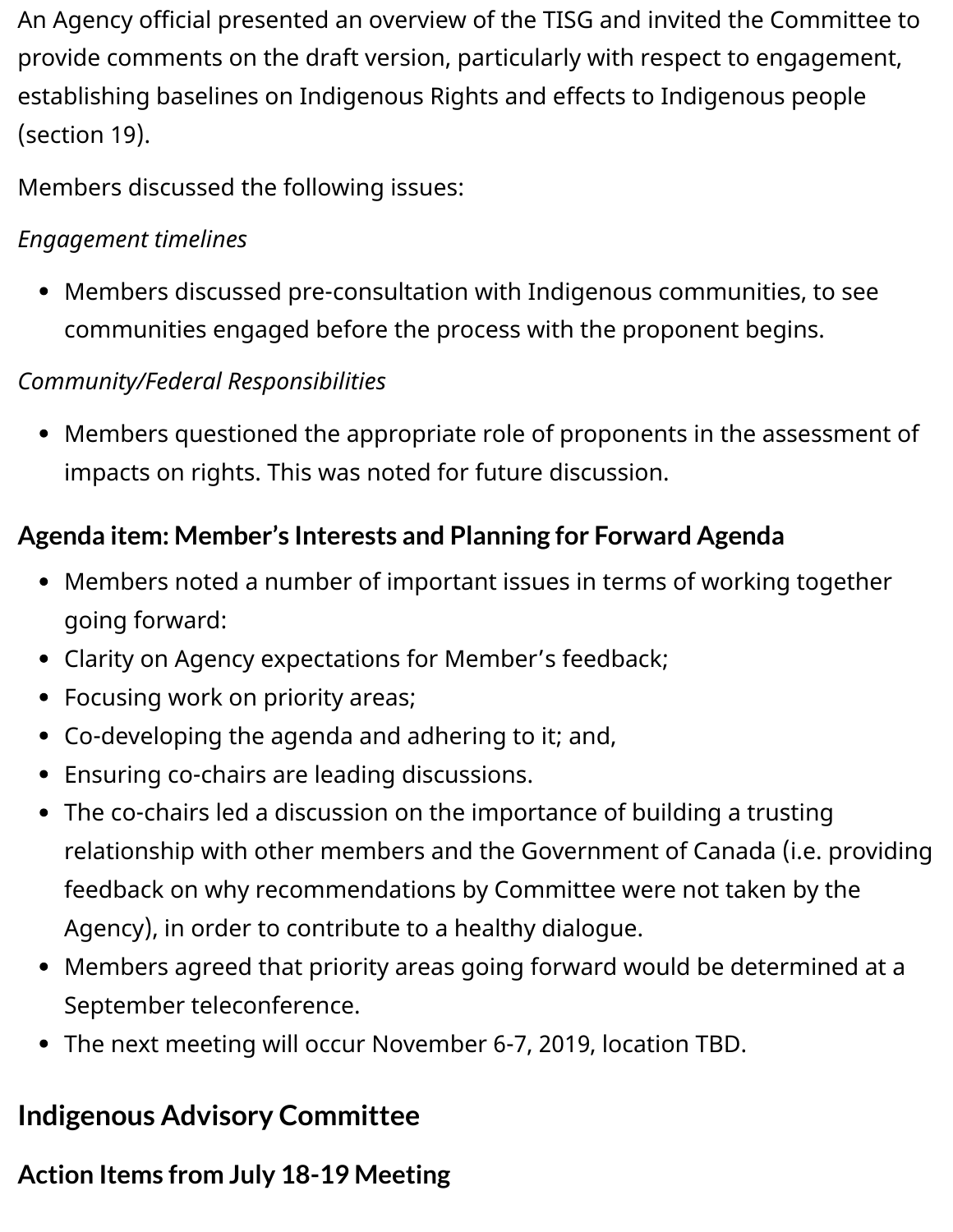An Agency official presented an overview of the TISG and invited the Committee to provide comments on the draft version, particularly with respect to engagement, establishing baselines on Indigenous Rights and effects to Indigenous people (section 19).

Members discussed the following issues:

*Engagement timelines*

- Members discussed pre-consultation with Indigenous communities, to see communities engaged before the process with the proponent begins.

*Community/Federal Responsibilities*

- Members questioned the appropriate role of proponents in the assessment of impacts on rights. This was noted for future discussion.

### Agenda item: Member's Interests and Planning for Forward Agenda

- Members noted a number of important issues in terms of working together going forward:
- Clarity on Agency expectations for Member's feedback;
- Focusing work on priority areas;
- Co-developing the agenda and adhering to it; and,
- Ensuring co-chairs are leading discussions.
- The co-chairs led a discussion on the importance of building a trusting relationship with other members and the Government of Canada (i.e. providing feedback on why recommendations by Committee were not taken by the Agency), in order to contribute to a healthy dialogue.
- Members agreed that priority areas going forward would be determined at a September teleconference.
- The next meeting will occur November 6-7, 2019, location TBD.

## Indigenous Advisory Committee

### Action Items from July 18-19 Meeting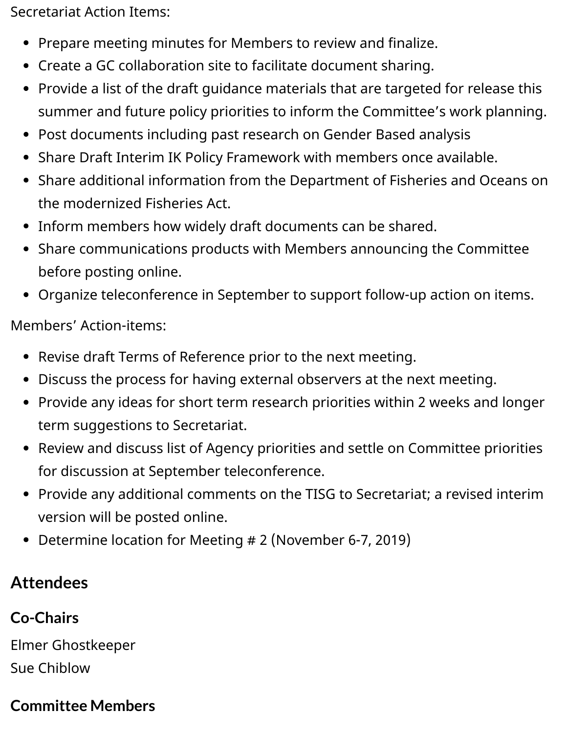Secretariat Action Items:

- Prepare meeting minutes for Members to review and finalize.
- Create a GC collaboration site to facilitate document sharing.
- Provide a list of the draft guidance materials that are targeted for release this summer and future policy priorities to inform the Committee's work planning.
- Post documents including past research on Gender Based analysis
- Share Draft Interim IK Policy Framework with members once available.
- Share additional information from the Department of Fisheries and Oceans on the modernized Fisheries Act.
- Inform members how widely draft documents can be shared.
- Share communications products with Members announcing the Committee before posting online.
- Organize teleconference in September to support follow-up action on items.

Members' Action-items:

- Revise draft Terms of Reference prior to the next meeting.
- Discuss the process for having external observers at the next meeting.
- Provide any ideas for short term research priorities within 2 weeks and longer term suggestions to Secretariat.
- Review and discuss list of Agency priorities and settle on Committee priorities for discussion at September teleconference.
- Provide any additional comments on the TISG to Secretariat; a revised interim version will be posted online.
- Determine location for Meeting # 2 (November 6-7, 2019)

## Attendees

### Co-Chairs

Elmer Ghostkeeper
Sue Chiblow

### Committee Members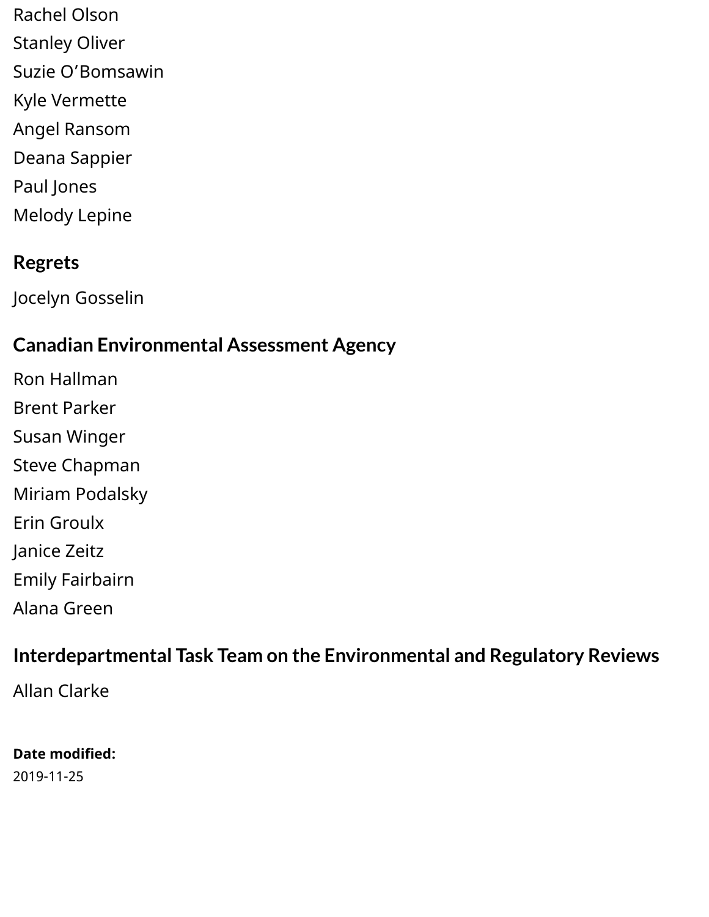Rachel Olson

Stanley Oliver

Suzie O’Bomsawin

Kyle Vermette

Angel Ransom

Deana Sappier

Paul Jones

Melody Lepine

## Regrets

Jocelyn Gosselin

## Canadian Environmental Assessment Agency

Ron Hallman

Brent Parker

Susan Winger

Steve Chapman

Miriam Podalsky

Erin Groulx

Janice Zeitz

Emily Fairbairn

Alana Green

## Interdepartmental Task Team on the Environmental and Regulatory Reviews

Allan Clarke

**Date modified:**

2019-11-25